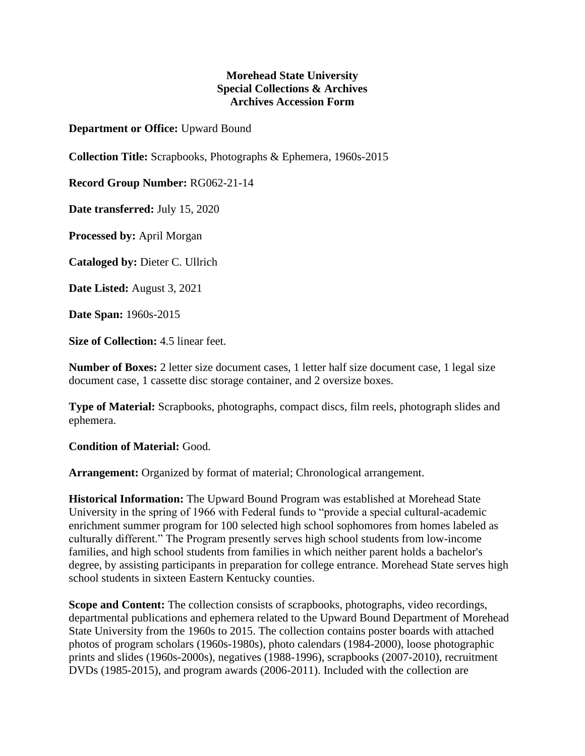**Morehead State University**
**Special Collections & Archives**
**Archives Accession Form**

**Department or Office:** Upward Bound

**Collection Title:** Scrapbooks, Photographs & Ephemera, 1960s-2015

**Record Group Number:** RG062-21-14

**Date transferred:** July 15, 2020

**Processed by:** April Morgan

**Cataloged by:** Dieter C. Ullrich

**Date Listed:** August 3, 2021

**Date Span:** 1960s-2015

**Size of Collection:** 4.5 linear feet.

**Number of Boxes:** 2 letter size document cases, 1 letter half size document case, 1 legal size document case, 1 cassette disc storage container, and 2 oversize boxes.

**Type of Material:** Scrapbooks, photographs, compact discs, film reels, photograph slides and ephemera.

**Condition of Material:** Good.

**Arrangement:** Organized by format of material; Chronological arrangement.

**Historical Information:** The Upward Bound Program was established at Morehead State University in the spring of 1966 with Federal funds to "provide a special cultural-academic enrichment summer program for 100 selected high school sophomores from homes labeled as culturally different." The Program presently serves high school students from low-income families, and high school students from families in which neither parent holds a bachelor's degree, by assisting participants in preparation for college entrance. Morehead State serves high school students in sixteen Eastern Kentucky counties.

**Scope and Content:** The collection consists of scrapbooks, photographs, video recordings, departmental publications and ephemera related to the Upward Bound Department of Morehead State University from the 1960s to 2015. The collection contains poster boards with attached photos of program scholars (1960s-1980s), photo calendars (1984-2000), loose photographic prints and slides (1960s-2000s), negatives (1988-1996), scrapbooks (2007-2010), recruitment DVDs (1985-2015), and program awards (2006-2011). Included with the collection are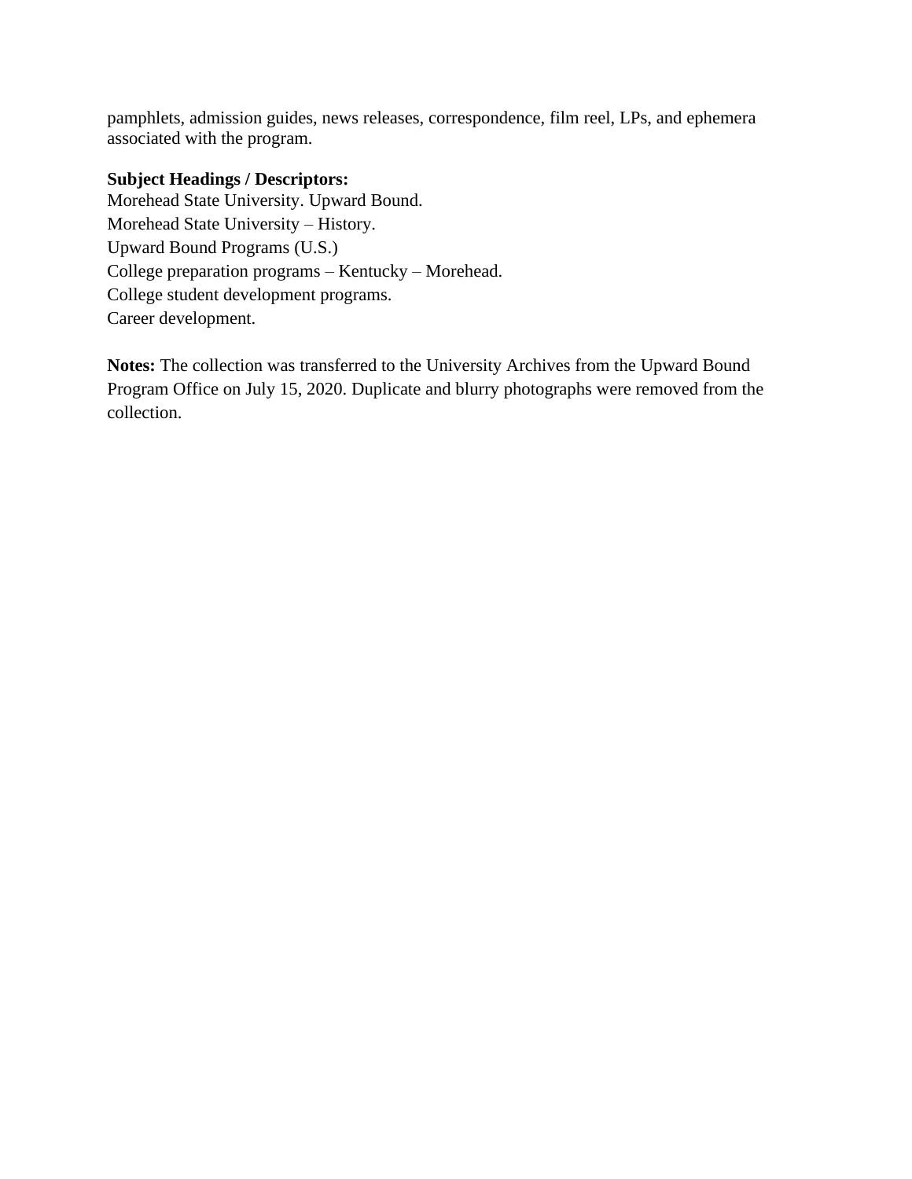pamphlets, admission guides, news releases, correspondence, film reel, LPs, and ephemera associated with the program.

**Subject Headings / Descriptors:**
Morehead State University. Upward Bound.
Morehead State University – History.
Upward Bound Programs (U.S.)
College preparation programs – Kentucky – Morehead.
College student development programs.
Career development.

**Notes:** The collection was transferred to the University Archives from the Upward Bound Program Office on July 15, 2020. Duplicate and blurry photographs were removed from the collection.